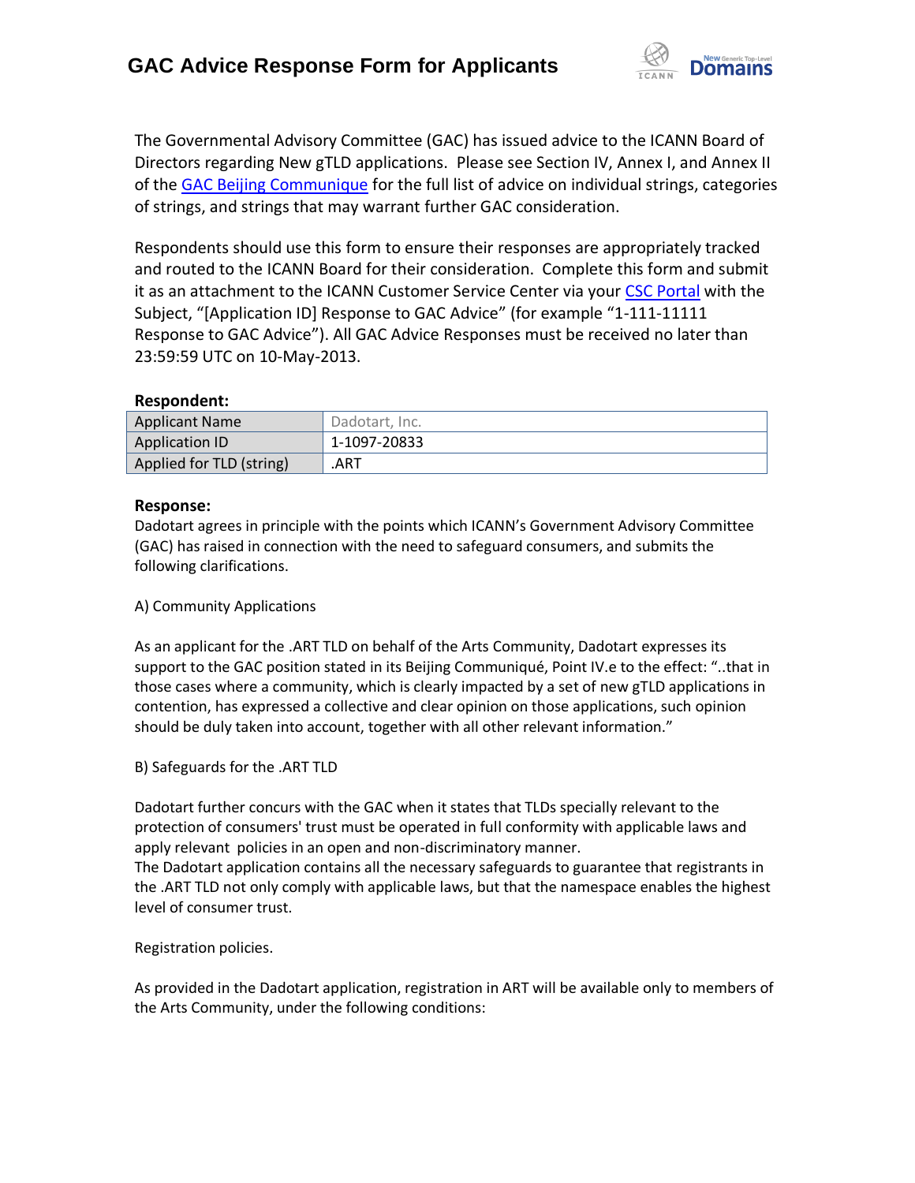# GAC Advice Response Form for Applicants

The Governmental Advisory Committee (GAC) has issued advice to the ICANN Board of Directors regarding New gTLD applications. Please see Section IV, Annex I, and Annex II of the [GAC Beijing Communique](GAC Beijing Communique) for the full list of advice on individual strings, categories of strings, and strings that may warrant further GAC consideration.

Respondents should use this form to ensure their responses are appropriately tracked and routed to the ICANN Board for their consideration. Complete this form and submit it as an attachment to the ICANN Customer Service Center via your [CSC Portal](CSC Portal) with the Subject, "[Application ID] Response to GAC Advice" (for example "1-111-11111 Response to GAC Advice"). All GAC Advice Responses must be received no later than 23:59:59 UTC on 10-May-2013.

**Respondent:**

| Applicant Name | Dadotart, Inc. |
|---|---|
| Application ID | 1-1097-20833 |
| Applied for TLD (string) | .ART |

**Response:**

Dadotart agrees in principle with the points which ICANN's Government Advisory Committee (GAC) has raised in connection with the need to safeguard consumers, and submits the following clarifications.

A) Community Applications

As an applicant for the .ART TLD on behalf of the Arts Community, Dadotart expresses its support to the GAC position stated in its Beijing Communiqué, Point IV.e to the effect: "..that in those cases where a community, which is clearly impacted by a set of new gTLD applications in contention, has expressed a collective and clear opinion on those applications, such opinion should be duly taken into account, together with all other relevant information."

B) Safeguards for the .ART TLD

Dadotart further concurs with the GAC when it states that TLDs specially relevant to the protection of consumers' trust must be operated in full conformity with applicable laws and apply relevant policies in an open and non-discriminatory manner.
The Dadotart application contains all the necessary safeguards to guarantee that registrants in the .ART TLD not only comply with applicable laws, but that the namespace enables the highest level of consumer trust.

Registration policies.

As provided in the Dadotart application, registration in ART will be available only to members of the Arts Community, under the following conditions: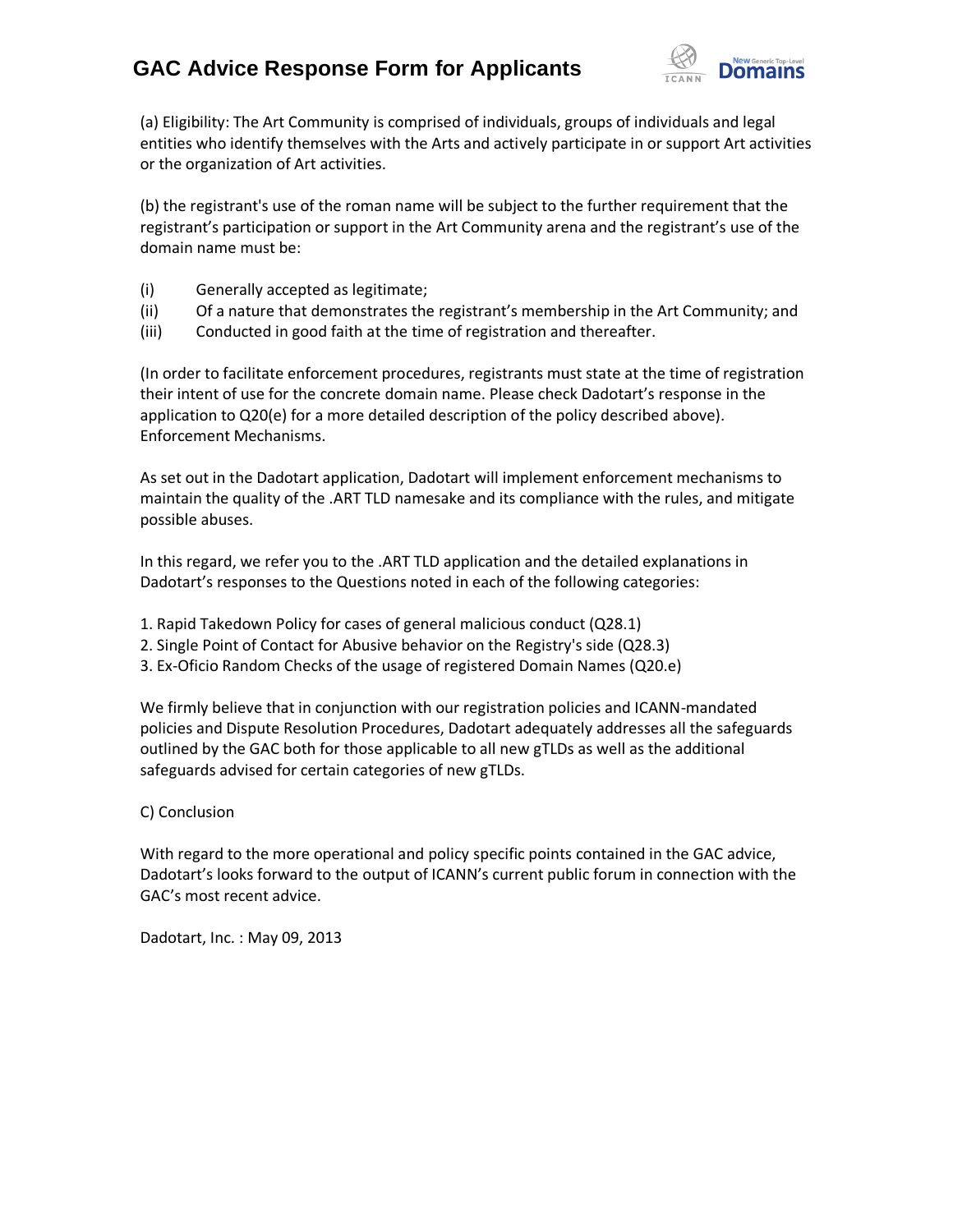(a) Eligibility: The Art Community is comprised of individuals, groups of individuals and legal entities who identify themselves with the Arts and actively participate in or support Art activities or the organization of Art activities.

(b) the registrant's use of the roman name will be subject to the further requirement that the registrant's participation or support in the Art Community arena and the registrant's use of the domain name must be:

(i) Generally accepted as legitimate;
(ii) Of a nature that demonstrates the registrant's membership in the Art Community; and
(iii) Conducted in good faith at the time of registration and thereafter.

(In order to facilitate enforcement procedures, registrants must state at the time of registration their intent of use for the concrete domain name. Please check Dadotart's response in the application to Q20(e) for a more detailed description of the policy described above).
Enforcement Mechanisms.

As set out in the Dadotart application, Dadotart will implement enforcement mechanisms to maintain the quality of the .ART TLD namesake and its compliance with the rules, and mitigate possible abuses.

In this regard, we refer you to the .ART TLD application and the detailed explanations in Dadotart's responses to the Questions noted in each of the following categories:

1. Rapid Takedown Policy for cases of general malicious conduct (Q28.1)
2. Single Point of Contact for Abusive behavior on the Registry's side (Q28.3)
3. Ex-Oficio Random Checks of the usage of registered Domain Names (Q20.e)

We firmly believe that in conjunction with our registration policies and ICANN-mandated policies and Dispute Resolution Procedures, Dadotart adequately addresses all the safeguards outlined by the GAC both for those applicable to all new gTLDs as well as the additional safeguards advised for certain categories of new gTLDs.

C) Conclusion

With regard to the more operational and policy specific points contained in the GAC advice, Dadotart's looks forward to the output of ICANN's current public forum in connection with the GAC's most recent advice.

Dadotart, Inc. : May 09, 2013